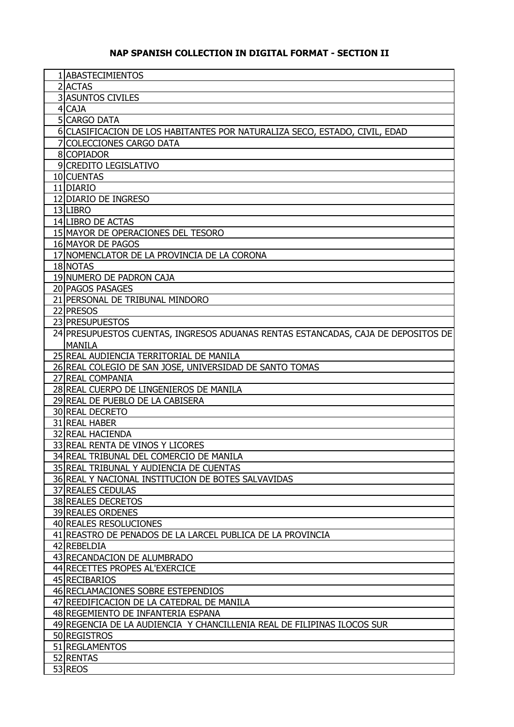# NAP SPANISH COLLECTION IN DIGITAL FORMAT - SECTION II

| | |
|---|---|
| 1 | ABASTECIMIENTOS |
| 2 | ACTAS |
| 3 | ASUNTOS CIVILES |
| 4 | CAJA |
| 5 | CARGO DATA |
| 6 | CLASIFICACION DE LOS HABITANTES POR NATURALIZA SECO, ESTADO, CIVIL, EDAD |
| 7 | COLECCIONES CARGO DATA |
| 8 | COPIADOR |
| 9 | CREDITO LEGISLATIVO |
| 10 | CUENTAS |
| 11 | DIARIO |
| 12 | DIARIO DE INGRESO |
| 13 | LIBRO |
| 14 | LIBRO DE ACTAS |
| 15 | MAYOR DE OPERACIONES DEL TESORO |
| 16 | MAYOR DE PAGOS |
| 17 | NOMENCLATOR DE LA PROVINCIA DE LA CORONA |
| 18 | NOTAS |
| 19 | NUMERO DE PADRON CAJA |
| 20 | PAGOS PASAGES |
| 21 | PERSONAL DE TRIBUNAL MINDORO |
| 22 | PRESOS |
| 23 | PRESUPUESTOS |
| 24 | PRESUPUESTOS CUENTAS, INGRESOS ADUANAS RENTAS ESTANCADAS, CAJA DE DEPOSITOS DE MANILA |
| 25 | REAL AUDIENCIA TERRITORIAL DE MANILA |
| 26 | REAL COLEGIO DE SAN JOSE, UNIVERSIDAD DE SANTO TOMAS |
| 27 | REAL COMPANIA |
| 28 | REAL CUERPO DE LINGENIEROS DE MANILA |
| 29 | REAL DE PUEBLO DE LA CABISERA |
| 30 | REAL DECRETO |
| 31 | REAL HABER |
| 32 | REAL HACIENDA |
| 33 | REAL RENTA DE VINOS Y LICORES |
| 34 | REAL TRIBUNAL DEL COMERCIO DE MANILA |
| 35 | REAL TRIBUNAL Y AUDIENCIA DE CUENTAS |
| 36 | REAL Y NACIONAL INSTITUCION DE BOTES SALVAVIDAS |
| 37 | REALES CEDULAS |
| 38 | REALES DECRETOS |
| 39 | REALES ORDENES |
| 40 | REALES RESOLUCIONES |
| 41 | REASTRO DE PENADOS DE LA LARCEL PUBLICA DE LA PROVINCIA |
| 42 | REBELDIA |
| 43 | RECANDACION DE ALUMBRADO |
| 44 | RECETTES PROPES AL'EXERCICE |
| 45 | RECIBARIOS |
| 46 | RECLAMACIONES SOBRE ESTEPENDIOS |
| 47 | REEDIFICACION DE LA CATEDRAL DE MANILA |
| 48 | REGEMIENTO DE INFANTERIA ESPANA |
| 49 | REGENCIA DE LA AUDIENCIA Y CHANCILLENIA REAL DE FILIPINAS ILOCOS SUR |
| 50 | REGISTROS |
| 51 | REGLAMENTOS |
| 52 | RENTAS |
| 53 | REOS |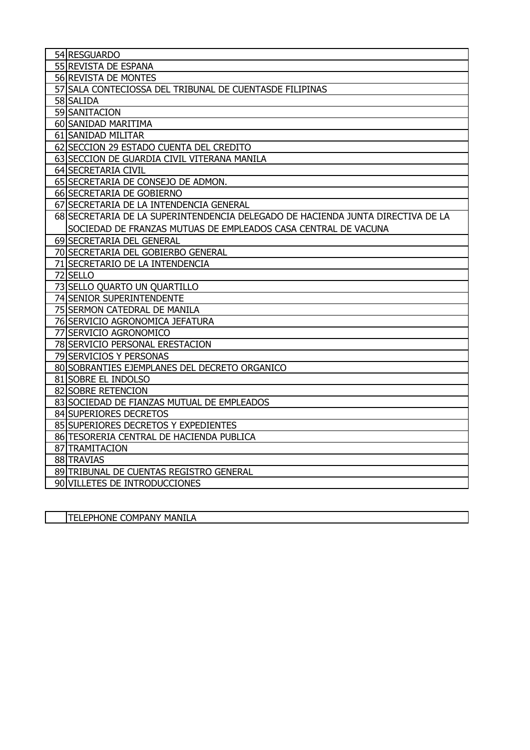| | |
|---|---|
| 54 | RESGUARDO |
| 55 | REVISTA DE ESPANA |
| 56 | REVISTA DE MONTES |
| 57 | SALA CONTECIOSSA DEL TRIBUNAL DE CUENTASDE FILIPINAS |
| 58 | SALIDA |
| 59 | SANITACION |
| 60 | SANIDAD MARITIMA |
| 61 | SANIDAD MILITAR |
| 62 | SECCION 29 ESTADO CUENTA DEL CREDITO |
| 63 | SECCION DE GUARDIA CIVIL VITERANA MANILA |
| 64 | SECRETARIA CIVIL |
| 65 | SECRETARIA DE CONSEJO DE ADMON. |
| 66 | SECRETARIA DE GOBIERNO |
| 67 | SECRETARIA DE LA INTENDENCIA GENERAL |
| 68 | SECRETARIA DE LA SUPERINTENDENCIA DELEGADO DE HACIENDA JUNTA DIRECTIVA DE LA SOCIEDAD DE FRANZAS MUTUAS DE EMPLEADOS CASA CENTRAL DE VACUNA |
| 69 | SECRETARIA DEL GENERAL |
| 70 | SECRETARIA DEL GOBIERBO GENERAL |
| 71 | SECRETARIO DE LA INTENDENCIA |
| 72 | SELLO |
| 73 | SELLO QUARTO UN QUARTILLO |
| 74 | SENIOR SUPERINTENDENTE |
| 75 | SERMON CATEDRAL DE MANILA |
| 76 | SERVICIO AGRONOMICA JEFATURA |
| 77 | SERVICIO AGRONOMICO |
| 78 | SERVICIO PERSONAL ERESTACION |
| 79 | SERVICIOS Y PERSONAS |
| 80 | SOBRANTIES EJEMPLANES DEL DECRETO ORGANICO |
| 81 | SOBRE EL INDOLSO |
| 82 | SOBRE RETENCION |
| 83 | SOCIEDAD DE FIANZAS MUTUAL DE EMPLEADOS |
| 84 | SUPERIORES DECRETOS |
| 85 | SUPERIORES DECRETOS Y EXPEDIENTES |
| 86 | TESORERIA CENTRAL DE HACIENDA PUBLICA |
| 87 | TRAMITACION |
| 88 | TRAVIAS |
| 89 | TRIBUNAL DE CUENTAS REGISTRO GENERAL |
| 90 | VILLETES DE INTRODUCCIONES |

| | |
|---|---|
| | TELEPHONE COMPANY MANILA |